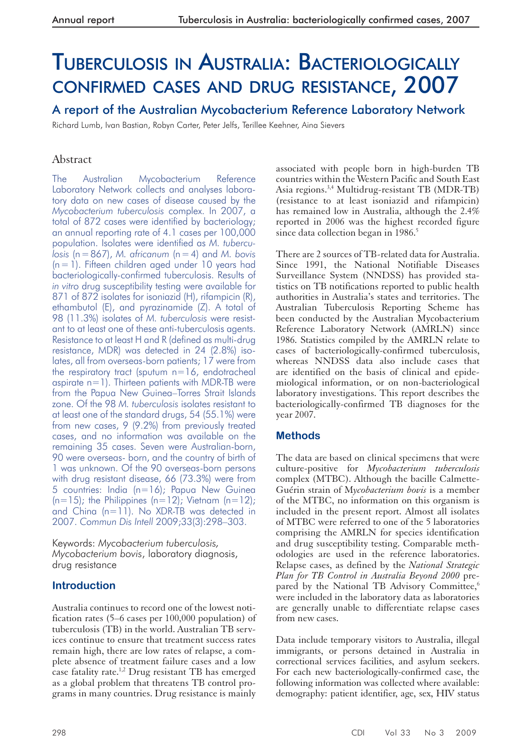# Tuberculosis in Australia: Bacteriologically confirmed cases and drug resistance, 2007

## A report of the Australian Mycobacterium Reference Laboratory Network

Richard Lumb, Ivan Bastian, Robyn Carter, Peter Jelfs, Terillee Keehner, Aina Sievers

## Abstract

The Australian Mycobacterium Reference Laboratory Network collects and analyses laboratory data on new cases of disease caused by the *Mycobacterium tuberculosis* complex. In 2007, a total of 872 cases were identified by bacteriology; an annual reporting rate of 4.1 cases per 100,000 population. Isolates were identified as *M. tuberculosis* (n = 867), *M. africanum* (n = 4) and *M. bovis* (n = 1). Fifteen children aged under 10 years had bacteriologically-confirmed tuberculosis. Results of *in vitro* drug susceptibility testing were available for 871 of 872 isolates for isoniazid (H), rifampicin (R), ethambutol (E), and pyrazinamide (Z). A total of 98 (11.3%) isolates of *M. tuberculosis* were resistant to at least one of these anti-tuberculosis agents. Resistance to at least H and R (defined as multi-drug resistance, MDR) was detected in 24 (2.8%) isolates, all from overseas-born patients; 17 were from the respiratory tract (sputum n=16, endotracheal aspirate n=1). Thirteen patients with MDR-TB were from the Papua New Guinea–Torres Strait Islands zone. Of the 98 *M. tuberculosis* isolates resistant to at least one of the standard drugs, 54 (55.1%) were from new cases, 9 (9.2%) from previously treated cases, and no information was available on the remaining 35 cases. Seven were Australian-born, 90 were overseas- born, and the country of birth of 1 was unknown. Of the 90 overseas-born persons with drug resistant disease, 66 (73.3%) were from 5 countries: India (n=16); Papua New Guinea (n=15); the Philippines (n=12); Vietnam (n=12); and China (n=11). No XDR-TB was detected in 2007. *Commun Dis Intell* 2009;33(3):298–303.

Keywords: *Mycobacterium tuberculosis, Mycobacterium bovis*, laboratory diagnosis, drug resistance

## Introduction

Australia continues to record one of the lowest notification rates (5–6 cases per 100,000 population) of tuberculosis (TB) in the world. Australian TB services continue to ensure that treatment success rates remain high, there are low rates of relapse, a complete absence of treatment failure cases and a low case fatality rate.[1,2] Drug resistant TB has emerged as a global problem that threatens TB control programs in many countries. Drug resistance is mainly associated with people born in high-burden TB countries within the Western Pacific and South East Asia regions.[3,4] Multidrug-resistant TB (MDR-TB) (resistance to at least isoniazid and rifampicin) has remained low in Australia, although the 2.4% reported in 2006 was the highest recorded figure since data collection began in 1986.[5]

There are 2 sources of TB-related data for Australia. Since 1991, the National Notifiable Diseases Surveillance System (NNDSS) has provided statistics on TB notifications reported to public health authorities in Australia's states and territories. The Australian Tuberculosis Reporting Scheme has been conducted by the Australian Mycobacterium Reference Laboratory Network (AMRLN) since 1986. Statistics compiled by the AMRLN relate to cases of bacteriologically-confirmed tuberculosis, whereas NNDSS data also include cases that are identified on the basis of clinical and epidemiological information, or on non-bacteriological laboratory investigations. This report describes the bacteriologically-confirmed TB diagnoses for the year 2007.

## Methods

The data are based on clinical specimens that were culture-positive for *Mycobacterium tuberculosis* complex (MTBC). Although the bacille Calmette-Guérin strain of *Mycobacterium bovis* is a member of the MTBC, no information on this organism is included in the present report. Almost all isolates of MTBC were referred to one of the 5 laboratories comprising the AMRLN for species identification and drug susceptibility testing. Comparable methodologies are used in the reference laboratories. Relapse cases, as defined by the *National Strategic Plan for TB Control in Australia Beyond 2000* prepared by the National TB Advisory Committee,[6] were included in the laboratory data as laboratories are generally unable to differentiate relapse cases from new cases.

Data include temporary visitors to Australia, illegal immigrants, or persons detained in Australia in correctional services facilities, and asylum seekers. For each new bacteriologically-confirmed case, the following information was collected where available: demography: patient identifier, age, sex, HIV status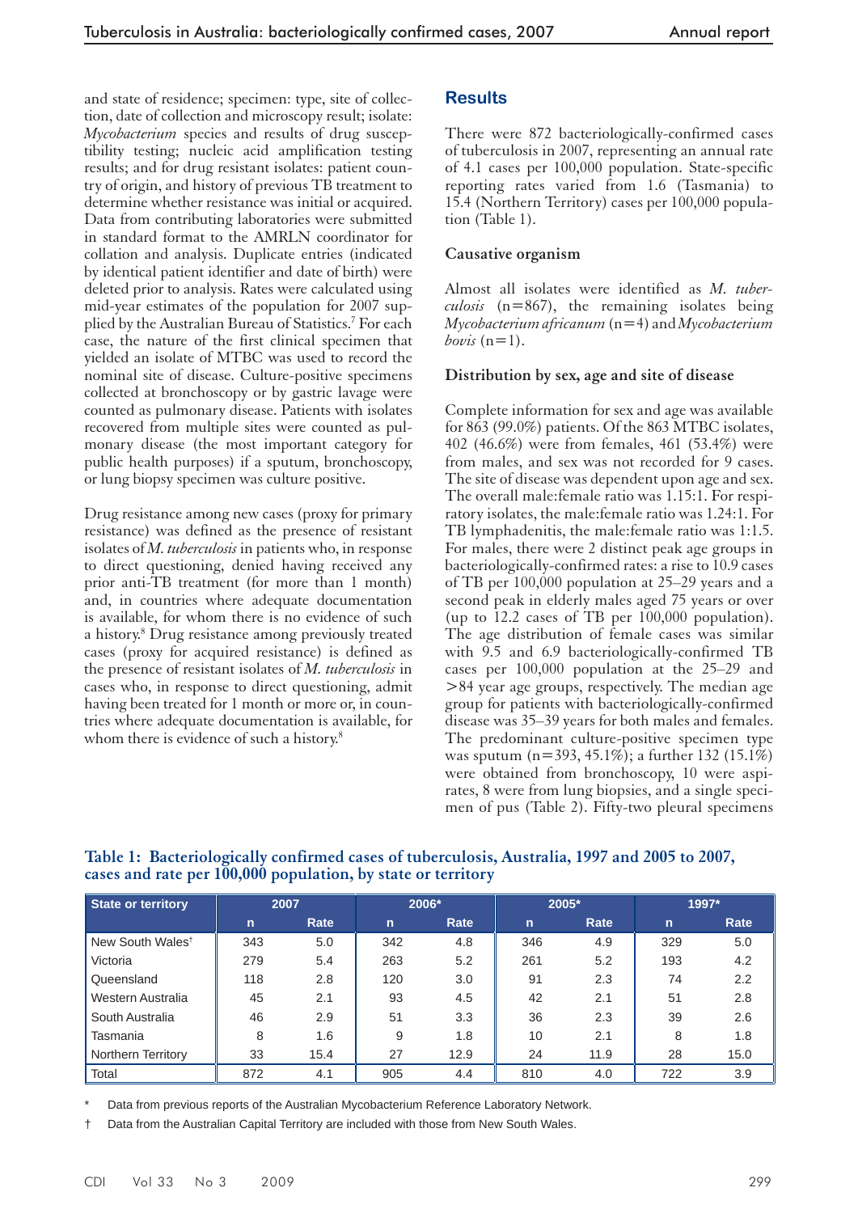and state of residence; specimen: type, site of collection, date of collection and microscopy result; isolate: *Mycobacterium* species and results of drug susceptibility testing; nucleic acid amplification testing results; and for drug resistant isolates: patient country of origin, and history of previous TB treatment to determine whether resistance was initial or acquired. Data from contributing laboratories were submitted in standard format to the AMRLN coordinator for collation and analysis. Duplicate entries (indicated by identical patient identifier and date of birth) were deleted prior to analysis. Rates were calculated using mid-year estimates of the population for 2007 supplied by the Australian Bureau of Statistics.[7] For each case, the nature of the first clinical specimen that yielded an isolate of MTBC was used to record the nominal site of disease. Culture-positive specimens collected at bronchoscopy or by gastric lavage were counted as pulmonary disease. Patients with isolates recovered from multiple sites were counted as pulmonary disease (the most important category for public health purposes) if a sputum, bronchoscopy, or lung biopsy specimen was culture positive.

Drug resistance among new cases (proxy for primary resistance) was defined as the presence of resistant isolates of *M. tuberculosis* in patients who, in response to direct questioning, denied having received any prior anti-TB treatment (for more than 1 month) and, in countries where adequate documentation is available, for whom there is no evidence of such a history.[8] Drug resistance among previously treated cases (proxy for acquired resistance) is defined as the presence of resistant isolates of *M. tuberculosis* in cases who, in response to direct questioning, admit having been treated for 1 month or more or, in countries where adequate documentation is available, for whom there is evidence of such a history.[8]

## Results

There were 872 bacteriologically-confirmed cases of tuberculosis in 2007, representing an annual rate of 4.1 cases per 100,000 population. State-specific reporting rates varied from 1.6 (Tasmania) to 15.4 (Northern Territory) cases per 100,000 population (Table 1).

### Causative organism

Almost all isolates were identified as *M. tuberculosis* (n=867), the remaining isolates being *Mycobacterium africanum* (n=4) and *Mycobacterium bovis* (n=1).

### Distribution by sex, age and site of disease

Complete information for sex and age was available for 863 (99.0%) patients. Of the 863 MTBC isolates, 402 (46.6%) were from females, 461 (53.4%) were from males, and sex was not recorded for 9 cases. The site of disease was dependent upon age and sex. The overall male:female ratio was 1.15:1. For respiratory isolates, the male:female ratio was 1.24:1. For TB lymphadenitis, the male:female ratio was 1:1.5. For males, there were 2 distinct peak age groups in bacteriologically-confirmed rates: a rise to 10.9 cases of TB per 100,000 population at 25–29 years and a second peak in elderly males aged 75 years or over (up to 12.2 cases of TB per 100,000 population). The age distribution of female cases was similar with 9.5 and 6.9 bacteriologically-confirmed TB cases per 100,000 population at the 25–29 and >84 year age groups, respectively. The median age group for patients with bacteriologically-confirmed disease was 35–39 years for both males and females. The predominant culture-positive specimen type was sputum (n=393, 45.1%); a further 132 (15.1%) were obtained from bronchoscopy, 10 were aspirates, 8 were from lung biopsies, and a single specimen of pus (Table 2). Fifty-two pleural specimens

**Table 1: Bacteriologically confirmed cases of tuberculosis, Australia, 1997 and 2005 to 2007, cases and rate per 100,000 population, by state or territory**

| State or territory | 2007 | | 2006* | | 2005* | | 1997* | |
|---|---|---|---|---|---|---|---|---|
| | n | Rate | n | Rate | n | Rate | n | Rate |
| New South Wales† | 343 | 5.0 | 342 | 4.8 | 346 | 4.9 | 329 | 5.0 |
| Victoria | 279 | 5.4 | 263 | 5.2 | 261 | 5.2 | 193 | 4.2 |
| Queensland | 118 | 2.8 | 120 | 3.0 | 91 | 2.3 | 74 | 2.2 |
| Western Australia | 45 | 2.1 | 93 | 4.5 | 42 | 2.1 | 51 | 2.8 |
| South Australia | 46 | 2.9 | 51 | 3.3 | 36 | 2.3 | 39 | 2.6 |
| Tasmania | 8 | 1.6 | 9 | 1.8 | 10 | 2.1 | 8 | 1.8 |
| Northern Territory | 33 | 15.4 | 27 | 12.9 | 24 | 11.9 | 28 | 15.0 |
| Total | 872 | 4.1 | 905 | 4.4 | 810 | 4.0 | 722 | 3.9 |

\* Data from previous reports of the Australian Mycobacterium Reference Laboratory Network.

† Data from the Australian Capital Territory are included with those from New South Wales.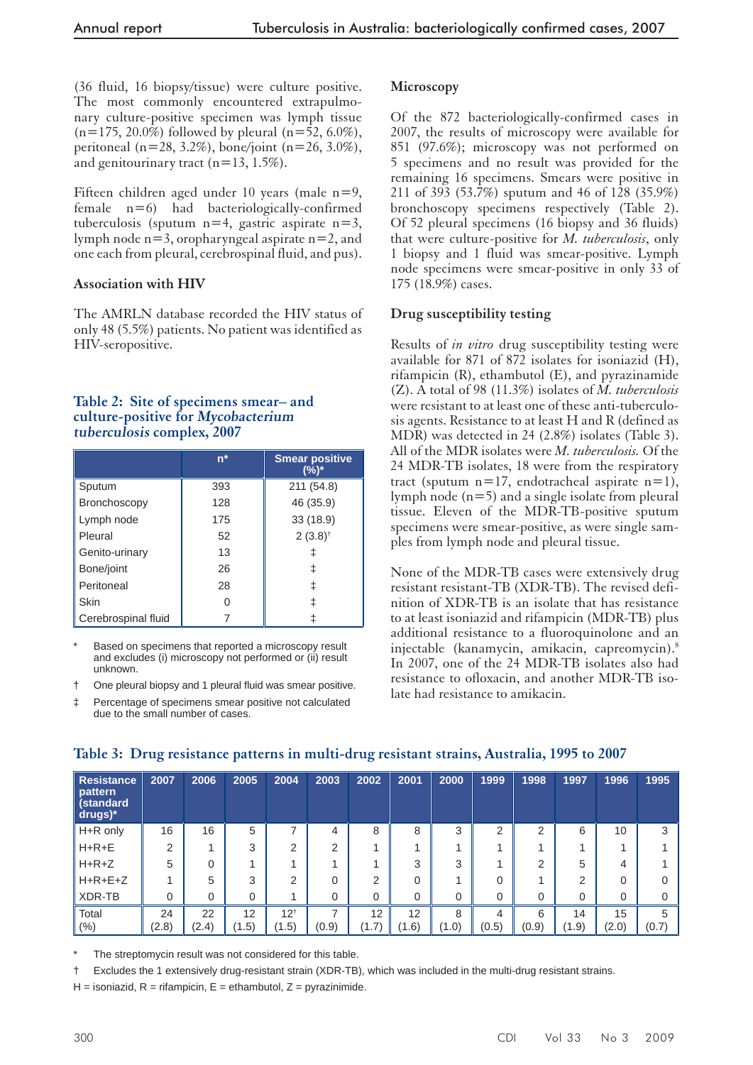(36 fluid, 16 biopsy/tissue) were culture positive. The most commonly encountered extrapulmonary culture-positive specimen was lymph tissue (n=175, 20.0%) followed by pleural (n=52, 6.0%), peritoneal (n=28, 3.2%), bone/joint (n=26, 3.0%), and genitourinary tract (n=13, 1.5%).

Fifteen children aged under 10 years (male n=9, female n=6) had bacteriologically-confirmed tuberculosis (sputum n=4, gastric aspirate n=3, lymph node n=3, oropharyngeal aspirate n=2, and one each from pleural, cerebrospinal fluid, and pus).

### Association with HIV

The AMRLN database recorded the HIV status of only 48 (5.5%) patients. No patient was identified as HIV-seropositive.

### Microscopy

Of the 872 bacteriologically-confirmed cases in 2007, the results of microscopy were available for 851 (97.6%); microscopy was not performed on 5 specimens and no result was provided for the remaining 16 specimens. Smears were positive in 211 of 393 (53.7%) sputum and 46 of 128 (35.9%) bronchoscopy specimens respectively (Table 2). Of 52 pleural specimens (16 biopsy and 36 fluids) that were culture-positive for *M. tuberculosis*, only 1 biopsy and 1 fluid was smear-positive. Lymph node specimens were smear-positive in only 33 of 175 (18.9%) cases.

**Table 2: Site of specimens smear– and culture-positive for *Mycobacterium tuberculosis* complex, 2007**

| | n* | Smear positive (%)* |
|---|---|---|
| Sputum | 393 | 211 (54.8) |
| Bronchoscopy | 128 | 46 (35.9) |
| Lymph node | 175 | 33 (18.9) |
| Pleural | 52 | 2 (3.8)† |
| Genito-urinary | 13 | ‡ |
| Bone/joint | 26 | ‡ |
| Peritoneal | 28 | ‡ |
| Skin | 0 | ‡ |
| Cerebrospinal fluid | 7 | ‡ |

\* Based on specimens that reported a microscopy result and excludes (i) microscopy not performed or (ii) result unknown.

† One pleural biopsy and 1 pleural fluid was smear positive.

‡ Percentage of specimens smear positive not calculated due to the small number of cases.

### Drug susceptibility testing

Results of *in vitro* drug susceptibility testing were available for 871 of 872 isolates for isoniazid (H), rifampicin (R), ethambutol (E), and pyrazinamide (Z). A total of 98 (11.3%) isolates of *M. tuberculosis* were resistant to at least one of these anti-tuberculosis agents. Resistance to at least H and R (defined as MDR) was detected in 24 (2.8%) isolates (Table 3). All of the MDR isolates were *M. tuberculosis.* Of the 24 MDR-TB isolates, 18 were from the respiratory tract (sputum n=17, endotracheal aspirate n=1), lymph node (n=5) and a single isolate from pleural tissue. Eleven of the MDR-TB-positive sputum specimens were smear-positive, as were single samples from lymph node and pleural tissue.

None of the MDR-TB cases were extensively drug resistant resistant-TB (XDR-TB). The revised definition of XDR-TB is an isolate that has resistance to at least isoniazid and rifampicin (MDR-TB) plus additional resistance to a fluoroquinolone and an injectable (kanamycin, amikacin, capreomycin).[8] In 2007, one of the 24 MDR-TB isolates also had resistance to ofloxacin, and another MDR-TB isolate had resistance to amikacin.

**Table 3: Drug resistance patterns in multi-drug resistant strains, Australia, 1995 to 2007**

| Resistance pattern (standard drugs)* | 2007 | 2006 | 2005 | 2004 | 2003 | 2002 | 2001 | 2000 | 1999 | 1998 | 1997 | 1996 | 1995 |
|---|---|---|---|---|---|---|---|---|---|---|---|---|---|
| H+R only | 16 | 16 | 5 | 7 | 4 | 8 | 8 | 3 | 2 | 2 | 6 | 10 | 3 |
| H+R+E | 2 | 1 | 3 | 2 | 2 | 1 | 1 | 1 | 1 | 1 | 1 | 1 | 1 |
| H+R+Z | 5 | 0 | 1 | 1 | 1 | 1 | 3 | 3 | 1 | 2 | 5 | 4 | 1 |
| H+R+E+Z | 1 | 5 | 3 | 2 | 0 | 2 | 0 | 1 | 0 | 1 | 2 | 0 | 0 |
| XDR-TB | 0 | 0 | 0 | 1 | 0 | 0 | 0 | 0 | 0 | 0 | 0 | 0 | 0 |
| Total (%) | 24 (2.8) | 22 (2.4) | 12 (1.5) | 12† (1.5) | 7 (0.9) | 12 (1.7) | 12 (1.6) | 8 (1.0) | 4 (0.5) | 6 (0.9) | 14 (1.9) | 15 (2.0) | 5 (0.7) |

\* The streptomycin result was not considered for this table.

† Excludes the 1 extensively drug-resistant strain (XDR-TB), which was included in the multi-drug resistant strains.

H = isoniazid, R = rifampicin, E = ethambutol, Z = pyrazinimide.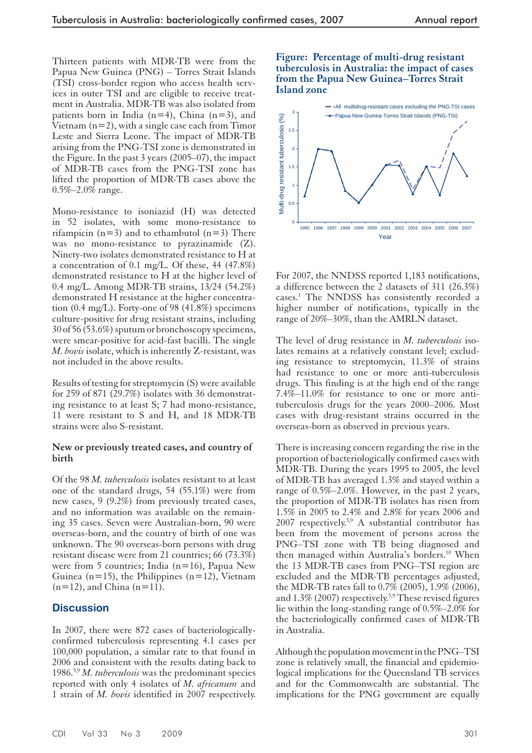Thirteen patients with MDR-TB were from the Papua New Guinea (PNG) – Torres Strait Islands (TSI) cross-border region who access health services in outer TSI and are eligible to receive treatment in Australia. MDR-TB was also isolated from patients born in India (n=4), China (n=3), and Vietnam (n=2), with a single case each from Timor Leste and Sierra Leone. The impact of MDR-TB arising from the PNG-TSI zone is demonstrated in the Figure. In the past 3 years (2005–07), the impact of MDR-TB cases from the PNG-TSI zone has lifted the proportion of MDR-TB cases above the 0.5%–2.0% range.

Mono-resistance to isoniazid (H) was detected in 52 isolates, with some mono-resistance to rifampicin (n=3) and to ethambutol (n=3) There was no mono-resistance to pyrazinamide (Z). Ninety-two isolates demonstrated resistance to H at a concentration of 0.1 mg/L. Of these, 44 (47.8%) demonstrated resistance to H at the higher level of 0.4 mg/L. Among MDR-TB strains, 13/24 (54.2%) demonstrated H resistance at the higher concentration (0.4 mg/L). Forty-one of 98 (41.8%) specimens culture-positive for drug resistant strains, including 30 of 56 (53.6%) sputum or bronchoscopy specimens, were smear-positive for acid-fast bacilli. The single *M. bovis* isolate, which is inherently Z-resistant, was not included in the above results.

Results of testing for streptomycin (S) were available for 259 of 871 (29.7%) isolates with 36 demonstrating resistance to at least S; 7 had mono-resistance, 11 were resistant to S and H, and 18 MDR-TB strains were also S-resistant.

**New or previously treated cases, and country of birth**

Of the 98 *M. tuberculosis* isolates resistant to at least one of the standard drugs, 54 (55.1%) were from new cases, 9 (9.2%) from previously treated cases, and no information was available on the remaining 35 cases. Seven were Australian-born, 90 were overseas-born, and the country of birth of one was unknown. The 90 overseas-born persons with drug resistant disease were from 21 countries; 66 (73.3%) were from 5 countries; India (n=16), Papua New Guinea (n=15), the Philippines (n=12), Vietnam (n=12), and China (n=11).

## Discussion

In 2007, there were 872 cases of bacteriologically-confirmed tuberculosis representing 4.1 cases per 100,000 population, a similar rate to that found in 2006 and consistent with the results dating back to 1986.[5,9] *M. tuberculosis* was the predominant species reported with only 4 isolates of *M. africanum* and 1 strain of *M. bovis* identified in 2007 respectively.

**Figure: Percentage of multi-drug resistant tuberculosis in Australia: the impact of cases from the Papua New Guinea–Torres Strait Island zone**

For 2007, the NNDSS reported 1,183 notifications, a difference between the 2 datasets of 311 (26.3%) cases.[1] The NNDSS has consistently recorded a higher number of notifications, typically in the range of 20%–30%, than the AMRLN dataset.

The level of drug resistance in *M. tuberculosis* isolates remains at a relatively constant level; excluding resistance to streptomycin, 11.3% of strains had resistance to one or more anti-tuberculosis drugs. This finding is at the high end of the range 7.4%–11.0% for resistance to one or more anti-tuberculosis drugs for the years 2000–2006. Most cases with drug-resistant strains occurred in the overseas-born as observed in previous years.

There is increasing concern regarding the rise in the proportion of bacteriologically confirmed cases with MDR-TB. During the years 1995 to 2005, the level of MDR-TB has averaged 1.3% and stayed within a range of 0.5%–2.0%. However, in the past 2 years, the proportion of MDR-TB isolates has risen from 1.5% in 2005 to 2.4% and 2.8% for years 2006 and 2007 respectively.[5,9] A substantial contributor has been from the movement of persons across the PNG–TSI zone with TB being diagnosed and then managed within Australia's borders.[10] When the 13 MDR-TB cases from PNG–TSI region are excluded and the MDR-TB percentages adjusted, the MDR-TB rates fall to 0.7% (2005), 1.9% (2006), and 1.3% (2007) respectively.[5,9] These revised figures lie within the long-standing range of 0.5%–2.0% for the bacteriologically confirmed cases of MDR-TB in Australia.

Although the population movement in the PNG–TSI zone is relatively small, the financial and epidemiological implications for the Queensland TB services and for the Commonwealth are substantial. The implications for the PNG government are equally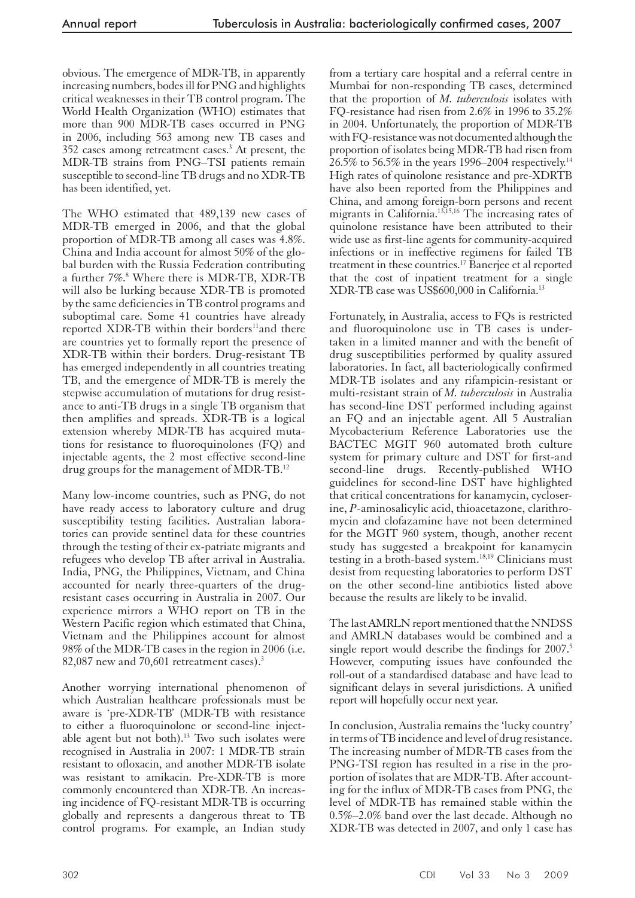obvious. The emergence of MDR-TB, in apparently increasing numbers, bodes ill for PNG and highlights critical weaknesses in their TB control program. The World Health Organization (WHO) estimates that more than 900 MDR-TB cases occurred in PNG in 2006, including 563 among new TB cases and 352 cases among retreatment cases.[3] At present, the MDR-TB strains from PNG–TSI patients remain susceptible to second-line TB drugs and no XDR-TB has been identified, yet.

The WHO estimated that 489,139 new cases of MDR-TB emerged in 2006, and that the global proportion of MDR-TB among all cases was 4.8%. China and India account for almost 50% of the global burden with the Russia Federation contributing a further 7%.[8] Where there is MDR-TB, XDR-TB will also be lurking because XDR-TB is promoted by the same deficiencies in TB control programs and suboptimal care. Some 41 countries have already reported XDR-TB within their borders[11] and there are countries yet to formally report the presence of XDR-TB within their borders. Drug-resistant TB has emerged independently in all countries treating TB, and the emergence of MDR-TB is merely the stepwise accumulation of mutations for drug resistance to anti-TB drugs in a single TB organism that then amplifies and spreads. XDR-TB is a logical extension whereby MDR-TB has acquired mutations for resistance to fluoroquinolones (FQ) and injectable agents, the 2 most effective second-line drug groups for the management of MDR-TB.[12]

Many low-income countries, such as PNG, do not have ready access to laboratory culture and drug susceptibility testing facilities. Australian laboratories can provide sentinel data for these countries through the testing of their ex-patriate migrants and refugees who develop TB after arrival in Australia. India, PNG, the Philippines, Vietnam, and China accounted for nearly three-quarters of the drug-resistant cases occurring in Australia in 2007. Our experience mirrors a WHO report on TB in the Western Pacific region which estimated that China, Vietnam and the Philippines account for almost 98% of the MDR-TB cases in the region in 2006 (i.e. 82,087 new and 70,601 retreatment cases).[3]

Another worrying international phenomenon of which Australian healthcare professionals must be aware is 'pre-XDR-TB' (MDR-TB with resistance to either a fluoroquinolone or second-line injectable agent but not both).[13] Two such isolates were recognised in Australia in 2007: 1 MDR-TB strain resistant to ofloxacin, and another MDR-TB isolate was resistant to amikacin. Pre-XDR-TB is more commonly encountered than XDR-TB. An increasing incidence of FQ-resistant MDR-TB is occurring globally and represents a dangerous threat to TB control programs. For example, an Indian study from a tertiary care hospital and a referral centre in Mumbai for non-responding TB cases, determined that the proportion of *M. tuberculosis* isolates with FQ-resistance had risen from 2.6% in 1996 to 35.2% in 2004. Unfortunately, the proportion of MDR-TB with FQ-resistance was not documented although the proportion of isolates being MDR-TB had risen from 26.5% to 56.5% in the years 1996–2004 respectively.[14] High rates of quinolone resistance and pre-XDRTB have also been reported from the Philippines and China, and among foreign-born persons and recent migrants in California.[13,15,16] The increasing rates of quinolone resistance have been attributed to their wide use as first-line agents for community-acquired infections or in ineffective regimens for failed TB treatment in these countries.[17] Banerjee et al reported that the cost of inpatient treatment for a single XDR-TB case was US$600,000 in California.[13]

Fortunately, in Australia, access to FQs is restricted and fluoroquinolone use in TB cases is undertaken in a limited manner and with the benefit of drug susceptibilities performed by quality assured laboratories. In fact, all bacteriologically confirmed MDR-TB isolates and any rifampicin-resistant or multi-resistant strain of *M. tuberculosis* in Australia has second-line DST performed including against an FQ and an injectable agent. All 5 Australian Mycobacterium Reference Laboratories use the BACTEC MGIT 960 automated broth culture system for primary culture and DST for first-and second-line drugs. Recently-published WHO guidelines for second-line DST have highlighted that critical concentrations for kanamycin, cycloserine, *P*-aminosalicylic acid, thioacetazone, clarithromycin and clofazamine have not been determined for the MGIT 960 system, though, another recent study has suggested a breakpoint for kanamycin testing in a broth-based system.[18,19] Clinicians must desist from requesting laboratories to perform DST on the other second-line antibiotics listed above because the results are likely to be invalid.

The last AMRLN report mentioned that the NNDSS and AMRLN databases would be combined and a single report would describe the findings for 2007.[5] However, computing issues have confounded the roll-out of a standardised database and have lead to significant delays in several jurisdictions. A unified report will hopefully occur next year.

In conclusion, Australia remains the 'lucky country' in terms of TB incidence and level of drug resistance. The increasing number of MDR-TB cases from the PNG-TSI region has resulted in a rise in the proportion of isolates that are MDR-TB. After accounting for the influx of MDR-TB cases from PNG, the level of MDR-TB has remained stable within the 0.5%–2.0% band over the last decade. Although no XDR-TB was detected in 2007, and only 1 case has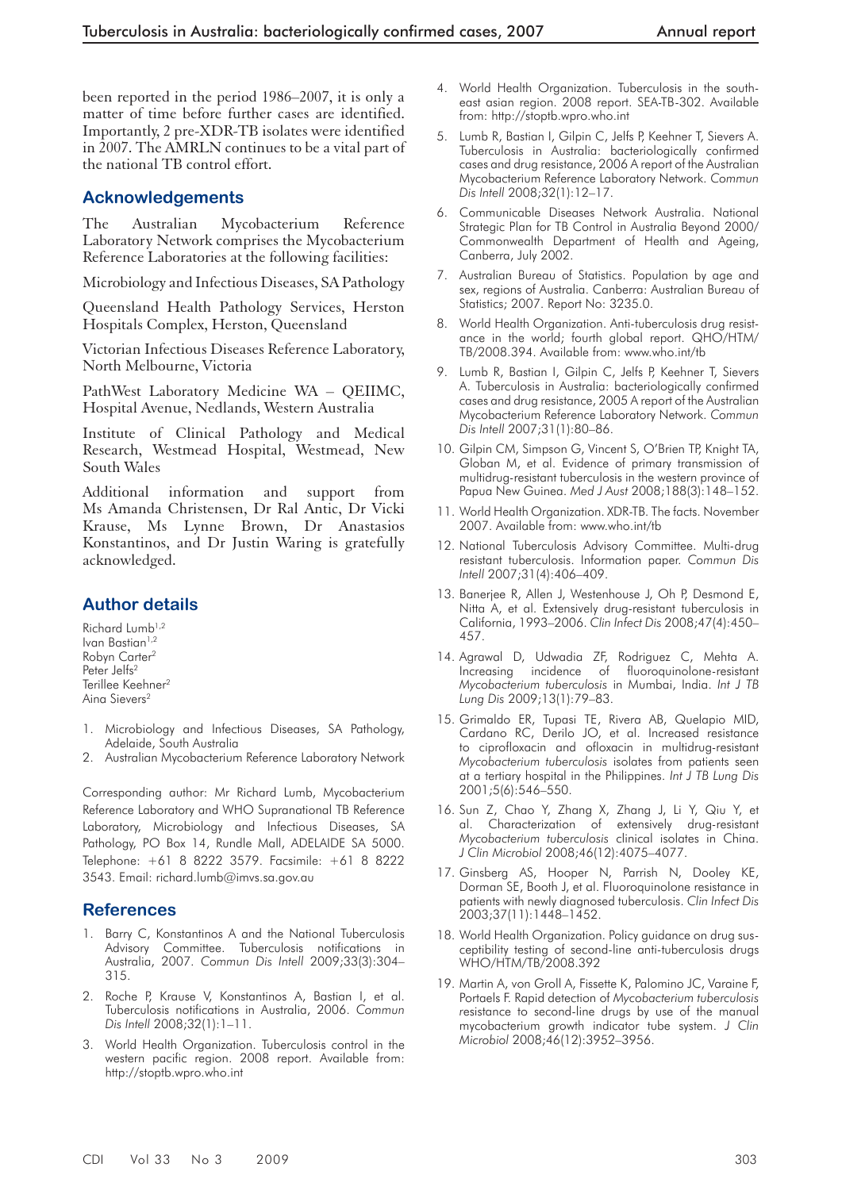been reported in the period 1986–2007, it is only a matter of time before further cases are identified. Importantly, 2 pre-XDR-TB isolates were identified in 2007. The AMRLN continues to be a vital part of the national TB control effort.

## Acknowledgements

The Australian Mycobacterium Reference Laboratory Network comprises the Mycobacterium Reference Laboratories at the following facilities:

Microbiology and Infectious Diseases, SA Pathology

Queensland Health Pathology Services, Herston Hospitals Complex, Herston, Queensland

Victorian Infectious Diseases Reference Laboratory, North Melbourne, Victoria

PathWest Laboratory Medicine WA – QEIIMC, Hospital Avenue, Nedlands, Western Australia

Institute of Clinical Pathology and Medical Research, Westmead Hospital, Westmead, New South Wales

Additional information and support from Ms Amanda Christensen, Dr Ral Antic, Dr Vicki Krause, Ms Lynne Brown, Dr Anastasios Konstantinos, and Dr Justin Waring is gratefully acknowledged.

## Author details

Richard Lumb[1,2]
Ivan Bastian[1,2]
Robyn Carter[2]
Peter Jelfs[2]
Terillee Keehner[2]
Aina Sievers[2]

1. Microbiology and Infectious Diseases, SA Pathology, Adelaide, South Australia
2. Australian Mycobacterium Reference Laboratory Network

Corresponding author: Mr Richard Lumb, Mycobacterium Reference Laboratory and WHO Supranational TB Reference Laboratory, Microbiology and Infectious Diseases, SA Pathology, PO Box 14, Rundle Mall, ADELAIDE SA 5000. Telephone: +61 8 8222 3579. Facsimile: +61 8 8222 3543. Email: richard.lumb@imvs.sa.gov.au

## References

1. Barry C, Konstantinos A and the National Tuberculosis Advisory Committee. Tuberculosis notifications in Australia, 2007. *Commun Dis Intell* 2009;33(3):304–315.
2. Roche P, Krause V, Konstantinos A, Bastian I, et al. Tuberculosis notifications in Australia, 2006. *Commun Dis Intell* 2008;32(1):1–11.
3. World Health Organization. Tuberculosis control in the western pacific region. 2008 report. Available from: http://stoptb.wpro.who.int
4. World Health Organization. Tuberculosis in the south-east asian region. 2008 report. SEA-TB-302. Available from: http://stoptb.wpro.who.int
5. Lumb R, Bastian I, Gilpin C, Jelfs P, Keehner T, Sievers A. Tuberculosis in Australia: bacteriologically confirmed cases and drug resistance, 2006 A report of the Australian Mycobacterium Reference Laboratory Network. *Commun Dis Intell* 2008;32(1):12–17.
6. Communicable Diseases Network Australia. National Strategic Plan for TB Control in Australia Beyond 2000/ Commonwealth Department of Health and Ageing, Canberra, July 2002.
7. Australian Bureau of Statistics. Population by age and sex, regions of Australia. Canberra: Australian Bureau of Statistics; 2007. Report No: 3235.0.
8. World Health Organization. Anti-tuberculosis drug resistance in the world; fourth global report. QHO/HTM/TB/2008.394. Available from: www.who.int/tb
9. Lumb R, Bastian I, Gilpin C, Jelfs P, Keehner T, Sievers A. Tuberculosis in Australia: bacteriologically confirmed cases and drug resistance, 2005 A report of the Australian Mycobacterium Reference Laboratory Network. *Commun Dis Intell* 2007;31(1):80–86.
10. Gilpin CM, Simpson G, Vincent S, O'Brien TP, Knight TA, Globan M, et al. Evidence of primary transmission of multidrug-resistant tuberculosis in the western province of Papua New Guinea. *Med J Aust* 2008;188(3):148–152.
11. World Health Organization. XDR-TB. The facts. November 2007. Available from: www.who.int/tb
12. National Tuberculosis Advisory Committee. Multi-drug resistant tuberculosis. Information paper. *Commun Dis Intell* 2007;31(4):406–409.
13. Banerjee R, Allen J, Westenhouse J, Oh P, Desmond E, Nitta A, et al. Extensively drug-resistant tuberculosis in California, 1993–2006. *Clin Infect Dis* 2008;47(4):450–457.
14. Agrawal D, Udwadia ZF, Rodriguez C, Mehta A. Increasing incidence of fluoroquinolone-resistant *Mycobacterium tuberculosis* in Mumbai, India. *Int J TB Lung Dis* 2009;13(1):79–83.
15. Grimaldo ER, Tupasi TE, Rivera AB, Quelapio MID, Cardano RC, Derilo JO, et al. Increased resistance to ciprofloxacin and ofloxacin in multidrug-resistant *Mycobacterium tuberculosis* isolates from patients seen at a tertiary hospital in the Philippines. *Int J TB Lung Dis* 2001;5(6):546–550.
16. Sun Z, Chao Y, Zhang X, Zhang J, Li Y, Qiu Y, et al. Characterization of extensively drug-resistant *Mycobacterium tuberculosis* clinical isolates in China. *J Clin Microbiol* 2008;46(12):4075–4077.
17. Ginsberg AS, Hooper N, Parrish N, Dooley KE, Dorman SE, Booth J, et al. Fluoroquinolone resistance in patients with newly diagnosed tuberculosis. *Clin Infect Dis* 2003;37(11):1448–1452.
18. World Health Organization. Policy guidance on drug susceptibility testing of second-line anti-tuberculosis drugs WHO/HTM/TB/2008.392
19. Martin A, von Groll A, Fissette K, Palomino JC, Varaine F, Portaels F. Rapid detection of *Mycobacterium tuberculosis* resistance to second-line drugs by use of the manual mycobacterium growth indicator tube system. *J Clin Microbiol* 2008;46(12):3952–3956.